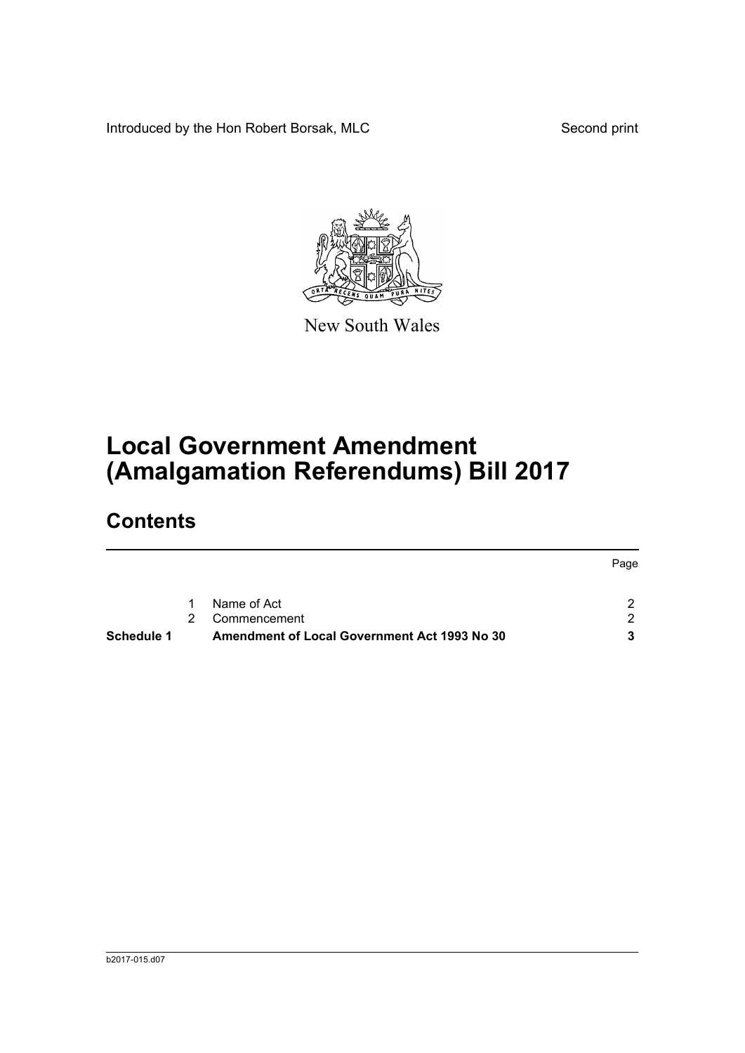Introduced by the Hon Robert Borsak, MLC

Second print

New South Wales

# Local Government Amendment (Amalgamation Referendums) Bill 2017

## Contents

| | | | Page |
|---|---|---|---|
| | 1 | Name of Act | 2 |
| | 2 | Commencement | 2 |
| **Schedule 1** | | **Amendment of Local Government Act 1993 No 30** | **3** |

b2017-015.d07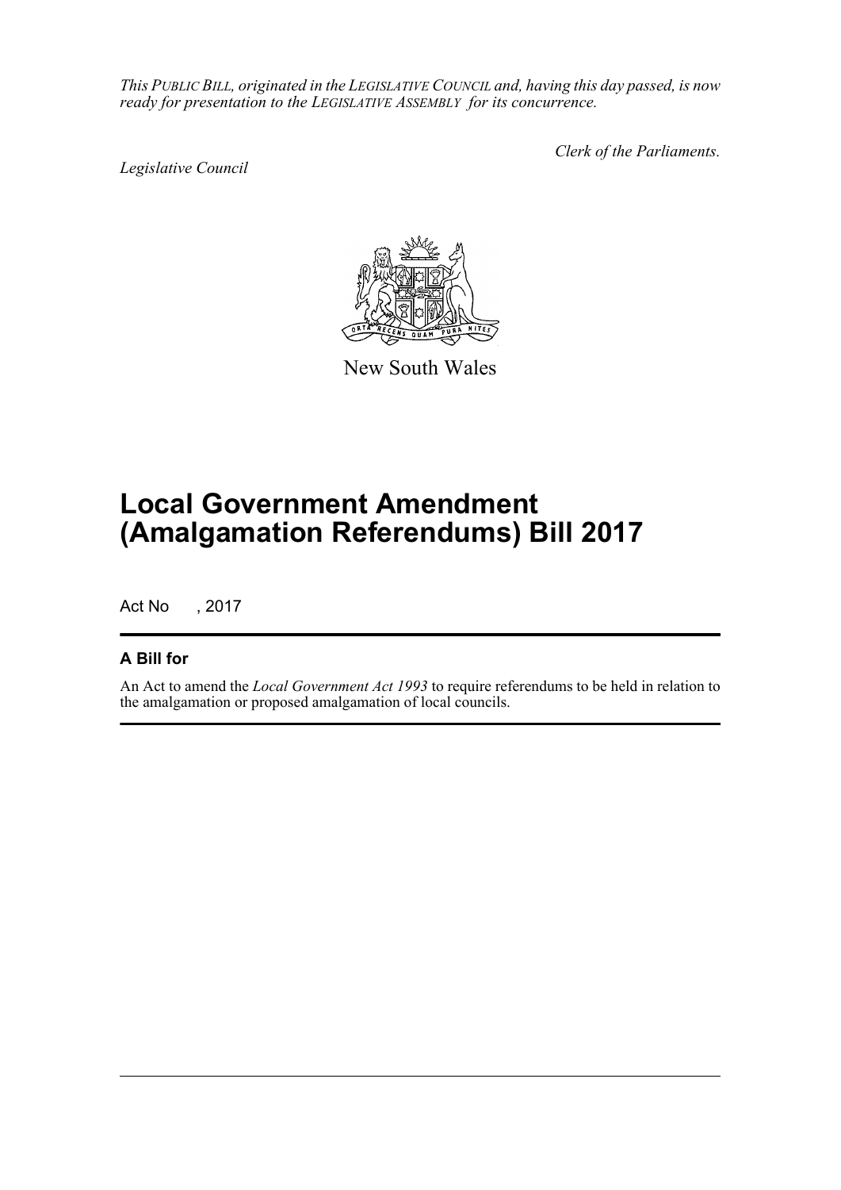*This PUBLIC BILL, originated in the LEGISLATIVE COUNCIL and, having this day passed, is now ready for presentation to the LEGISLATIVE ASSEMBLY for its concurrence.*

*Legislative Council*

*Clerk of the Parliaments.*

New South Wales

# Local Government Amendment (Amalgamation Referendums) Bill 2017

Act No , 2017

## A Bill for

An Act to amend the *Local Government Act 1993* to require referendums to be held in relation to the amalgamation or proposed amalgamation of local councils.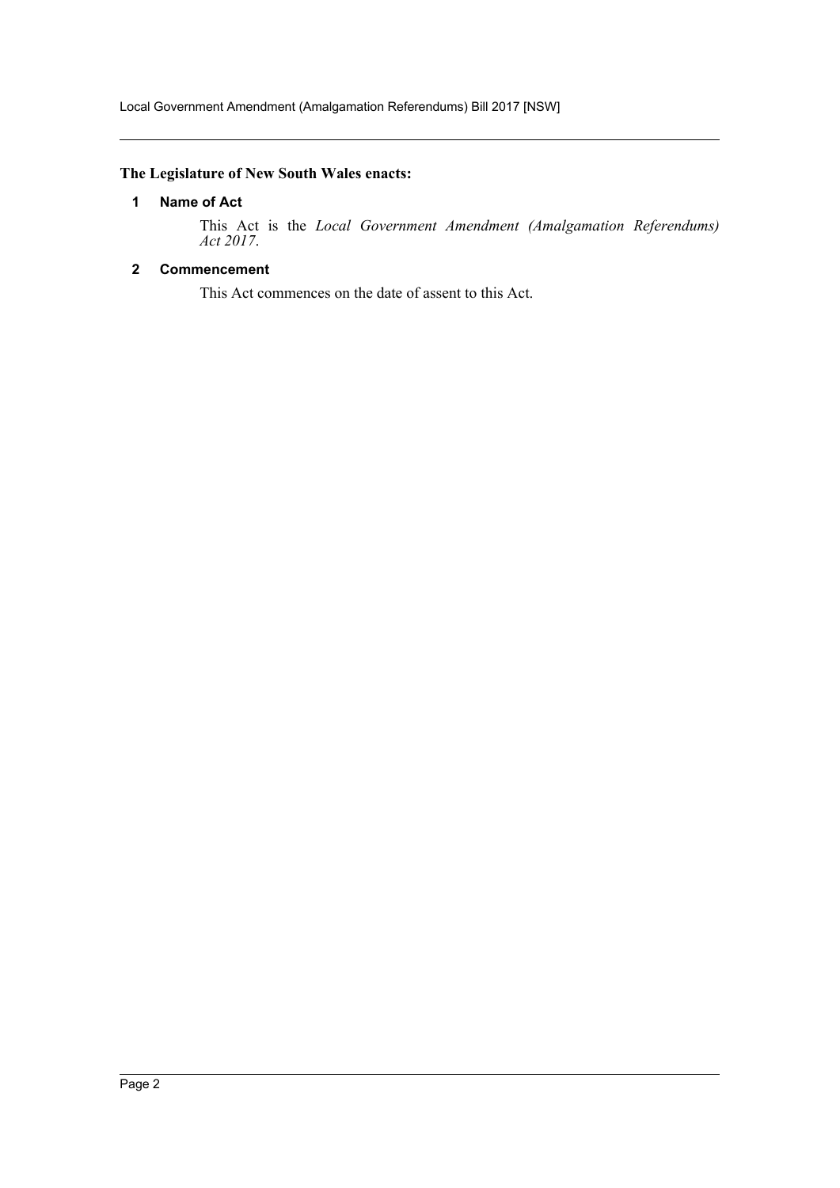**The Legislature of New South Wales enacts:**

**1 Name of Act**

This Act is the *Local Government Amendment (Amalgamation Referendums) Act 2017*.

**2 Commencement**

This Act commences on the date of assent to this Act.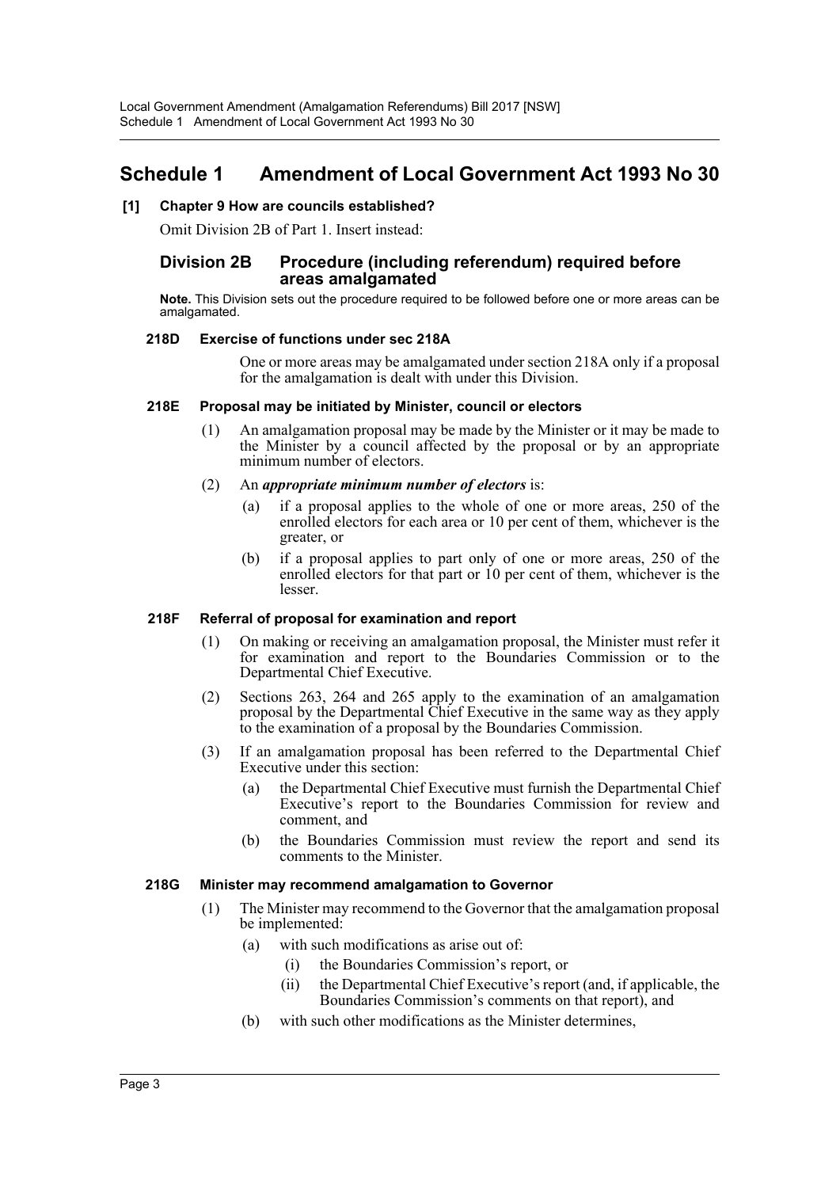# Schedule 1 Amendment of Local Government Act 1993 No 30

**[1] Chapter 9 How are councils established?**

Omit Division 2B of Part 1. Insert instead:

## Division 2B Procedure (including referendum) required before areas amalgamated

**Note.** This Division sets out the procedure required to be followed before one or more areas can be amalgamated.

**218D Exercise of functions under sec 218A**

One or more areas may be amalgamated under section 218A only if a proposal for the amalgamation is dealt with under this Division.

**218E Proposal may be initiated by Minister, council or electors**

(1) An amalgamation proposal may be made by the Minister or it may be made to the Minister by a council affected by the proposal or by an appropriate minimum number of electors.

(2) An ***appropriate minimum number of electors*** is:

- (a) if a proposal applies to the whole of one or more areas, 250 of the enrolled electors for each area or 10 per cent of them, whichever is the greater, or
- (b) if a proposal applies to part only of one or more areas, 250 of the enrolled electors for that part or 10 per cent of them, whichever is the lesser.

**218F Referral of proposal for examination and report**

(1) On making or receiving an amalgamation proposal, the Minister must refer it for examination and report to the Boundaries Commission or to the Departmental Chief Executive.

(2) Sections 263, 264 and 265 apply to the examination of an amalgamation proposal by the Departmental Chief Executive in the same way as they apply to the examination of a proposal by the Boundaries Commission.

(3) If an amalgamation proposal has been referred to the Departmental Chief Executive under this section:

- (a) the Departmental Chief Executive must furnish the Departmental Chief Executive's report to the Boundaries Commission for review and comment, and
- (b) the Boundaries Commission must review the report and send its comments to the Minister.

**218G Minister may recommend amalgamation to Governor**

(1) The Minister may recommend to the Governor that the amalgamation proposal be implemented:

- (a) with such modifications as arise out of:
  - (i) the Boundaries Commission's report, or
  - (ii) the Departmental Chief Executive's report (and, if applicable, the Boundaries Commission's comments on that report), and
- (b) with such other modifications as the Minister determines,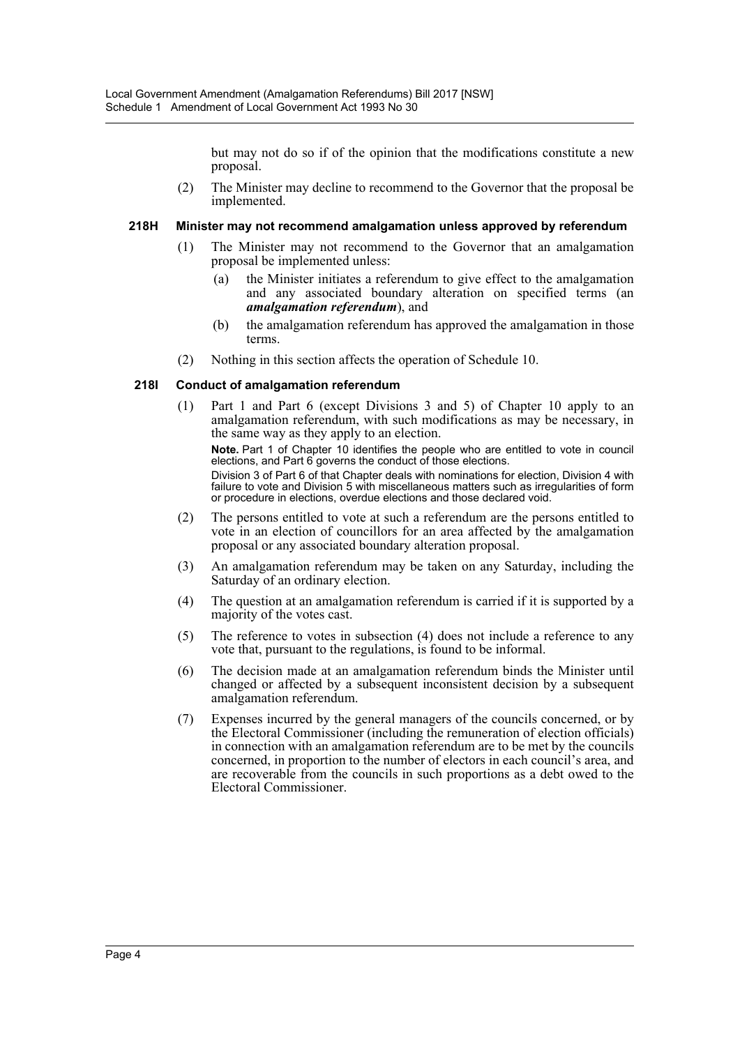but may not do so if of the opinion that the modifications constitute a new proposal.

(2) The Minister may decline to recommend to the Governor that the proposal be implemented.

### 218H Minister may not recommend amalgamation unless approved by referendum

(1) The Minister may not recommend to the Governor that an amalgamation proposal be implemented unless:

- (a) the Minister initiates a referendum to give effect to the amalgamation and any associated boundary alteration on specified terms (an ***amalgamation referendum***), and
- (b) the amalgamation referendum has approved the amalgamation in those terms.

(2) Nothing in this section affects the operation of Schedule 10.

### 218I Conduct of amalgamation referendum

(1) Part 1 and Part 6 (except Divisions 3 and 5) of Chapter 10 apply to an amalgamation referendum, with such modifications as may be necessary, in the same way as they apply to an election.

**Note.** Part 1 of Chapter 10 identifies the people who are entitled to vote in council elections, and Part 6 governs the conduct of those elections.

Division 3 of Part 6 of that Chapter deals with nominations for election, Division 4 with failure to vote and Division 5 with miscellaneous matters such as irregularities of form or procedure in elections, overdue elections and those declared void.

(2) The persons entitled to vote at such a referendum are the persons entitled to vote in an election of councillors for an area affected by the amalgamation proposal or any associated boundary alteration proposal.

(3) An amalgamation referendum may be taken on any Saturday, including the Saturday of an ordinary election.

(4) The question at an amalgamation referendum is carried if it is supported by a majority of the votes cast.

(5) The reference to votes in subsection (4) does not include a reference to any vote that, pursuant to the regulations, is found to be informal.

(6) The decision made at an amalgamation referendum binds the Minister until changed or affected by a subsequent inconsistent decision by a subsequent amalgamation referendum.

(7) Expenses incurred by the general managers of the councils concerned, or by the Electoral Commissioner (including the remuneration of election officials) in connection with an amalgamation referendum are to be met by the councils concerned, in proportion to the number of electors in each council's area, and are recoverable from the councils in such proportions as a debt owed to the Electoral Commissioner.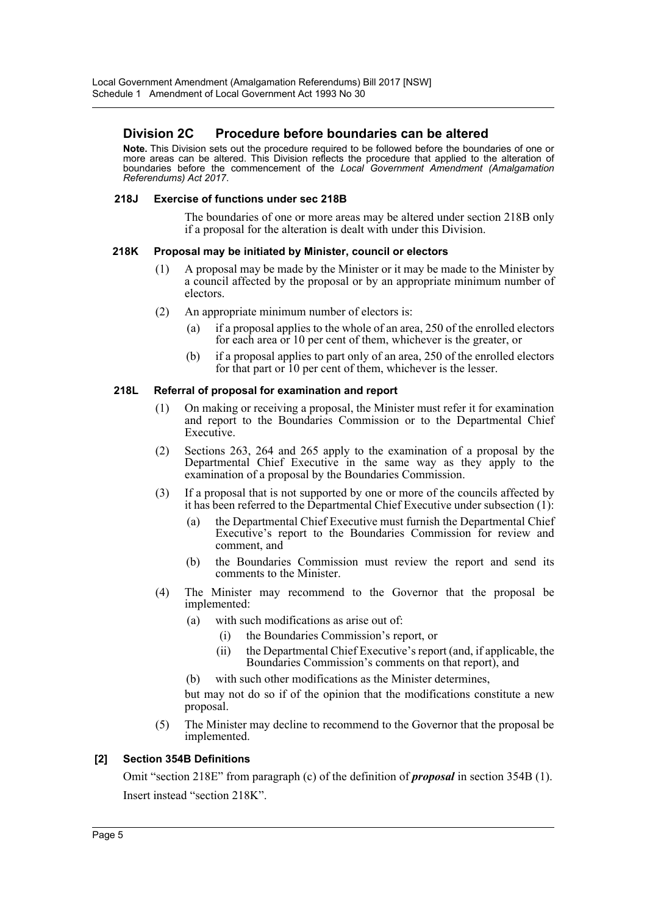## Division 2C Procedure before boundaries can be altered

**Note.** This Division sets out the procedure required to be followed before the boundaries of one or more areas can be altered. This Division reflects the procedure that applied to the alteration of boundaries before the commencement of the *Local Government Amendment (Amalgamation Referendums) Act 2017*.

### 218J Exercise of functions under sec 218B

The boundaries of one or more areas may be altered under section 218B only if a proposal for the alteration is dealt with under this Division.

### 218K Proposal may be initiated by Minister, council or electors

(1) A proposal may be made by the Minister or it may be made to the Minister by a council affected by the proposal or by an appropriate minimum number of electors.

(2) An appropriate minimum number of electors is:

- (a) if a proposal applies to the whole of an area, 250 of the enrolled electors for each area or 10 per cent of them, whichever is the greater, or
- (b) if a proposal applies to part only of an area, 250 of the enrolled electors for that part or 10 per cent of them, whichever is the lesser.

### 218L Referral of proposal for examination and report

(1) On making or receiving a proposal, the Minister must refer it for examination and report to the Boundaries Commission or to the Departmental Chief Executive.

(2) Sections 263, 264 and 265 apply to the examination of a proposal by the Departmental Chief Executive in the same way as they apply to the examination of a proposal by the Boundaries Commission.

(3) If a proposal that is not supported by one or more of the councils affected by it has been referred to the Departmental Chief Executive under subsection (1):

- (a) the Departmental Chief Executive must furnish the Departmental Chief Executive's report to the Boundaries Commission for review and comment, and
- (b) the Boundaries Commission must review the report and send its comments to the Minister.

(4) The Minister may recommend to the Governor that the proposal be implemented:

- (a) with such modifications as arise out of:
  - (i) the Boundaries Commission's report, or
  - (ii) the Departmental Chief Executive's report (and, if applicable, the Boundaries Commission's comments on that report), and
- (b) with such other modifications as the Minister determines,

but may not do so if of the opinion that the modifications constitute a new proposal.

(5) The Minister may decline to recommend to the Governor that the proposal be implemented.

### [2] Section 354B Definitions

Omit "section 218E" from paragraph (c) of the definition of ***proposal*** in section 354B (1). Insert instead "section 218K".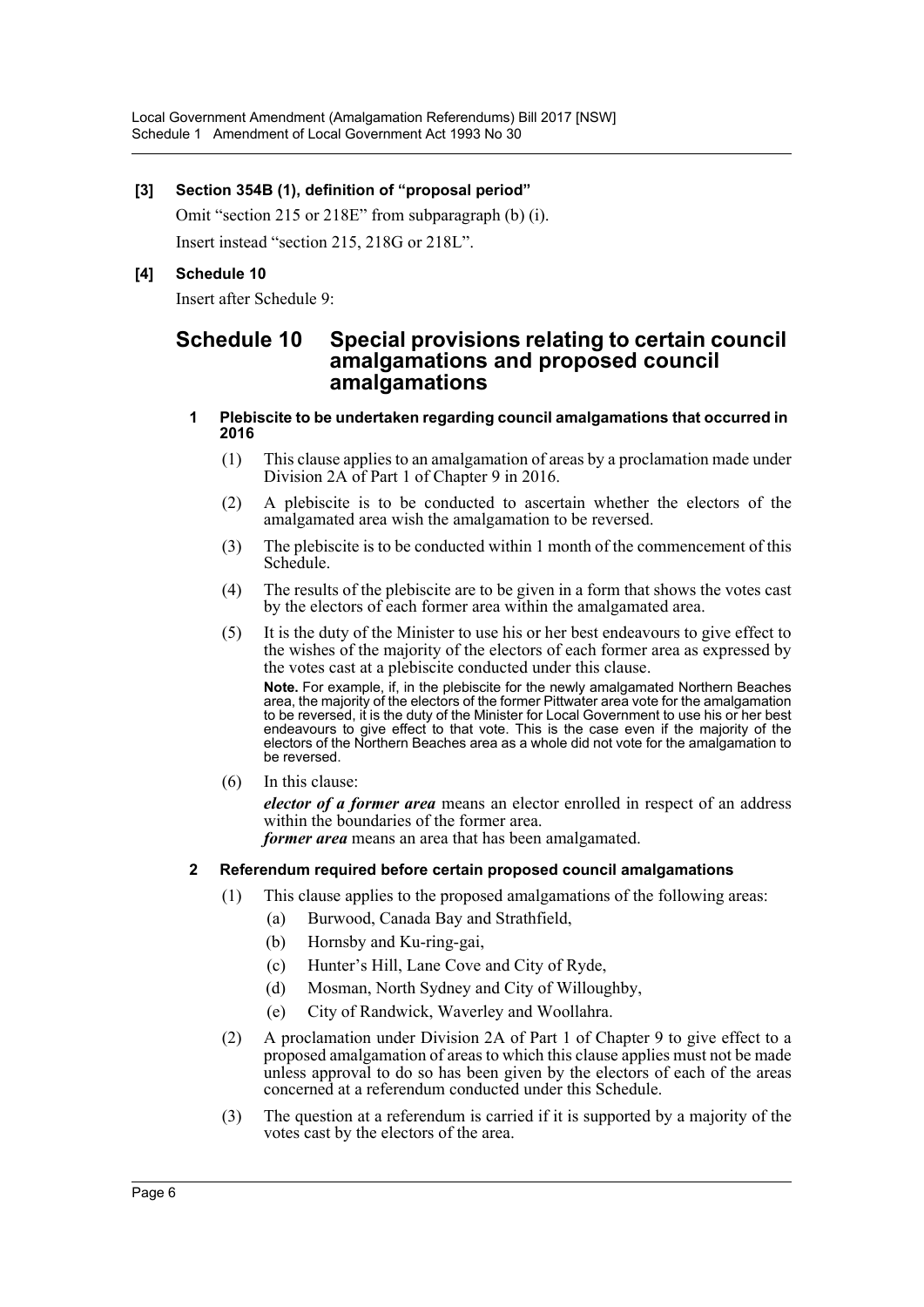**[3] Section 354B (1), definition of "proposal period"**

Omit "section 215 or 218E" from subparagraph (b) (i).

Insert instead "section 215, 218G or 218L".

**[4] Schedule 10**

Insert after Schedule 9:

# Schedule 10 Special provisions relating to certain council amalgamations and proposed council amalgamations

**1 Plebiscite to be undertaken regarding council amalgamations that occurred in 2016**

(1) This clause applies to an amalgamation of areas by a proclamation made under Division 2A of Part 1 of Chapter 9 in 2016.

(2) A plebiscite is to be conducted to ascertain whether the electors of the amalgamated area wish the amalgamation to be reversed.

(3) The plebiscite is to be conducted within 1 month of the commencement of this Schedule.

(4) The results of the plebiscite are to be given in a form that shows the votes cast by the electors of each former area within the amalgamated area.

(5) It is the duty of the Minister to use his or her best endeavours to give effect to the wishes of the majority of the electors of each former area as expressed by the votes cast at a plebiscite conducted under this clause.

**Note.** For example, if, in the plebiscite for the newly amalgamated Northern Beaches area, the majority of the electors of the former Pittwater area vote for the amalgamation to be reversed, it is the duty of the Minister for Local Government to use his or her best endeavours to give effect to that vote. This is the case even if the majority of the electors of the Northern Beaches area as a whole did not vote for the amalgamation to be reversed.

(6) In this clause:

***elector of a former area*** means an elector enrolled in respect of an address within the boundaries of the former area.

***former area*** means an area that has been amalgamated.

**2 Referendum required before certain proposed council amalgamations**

(1) This clause applies to the proposed amalgamations of the following areas:

- (a) Burwood, Canada Bay and Strathfield,
- (b) Hornsby and Ku-ring-gai,
- (c) Hunter's Hill, Lane Cove and City of Ryde,
- (d) Mosman, North Sydney and City of Willoughby,
- (e) City of Randwick, Waverley and Woollahra.

(2) A proclamation under Division 2A of Part 1 of Chapter 9 to give effect to a proposed amalgamation of areas to which this clause applies must not be made unless approval to do so has been given by the electors of each of the areas concerned at a referendum conducted under this Schedule.

(3) The question at a referendum is carried if it is supported by a majority of the votes cast by the electors of the area.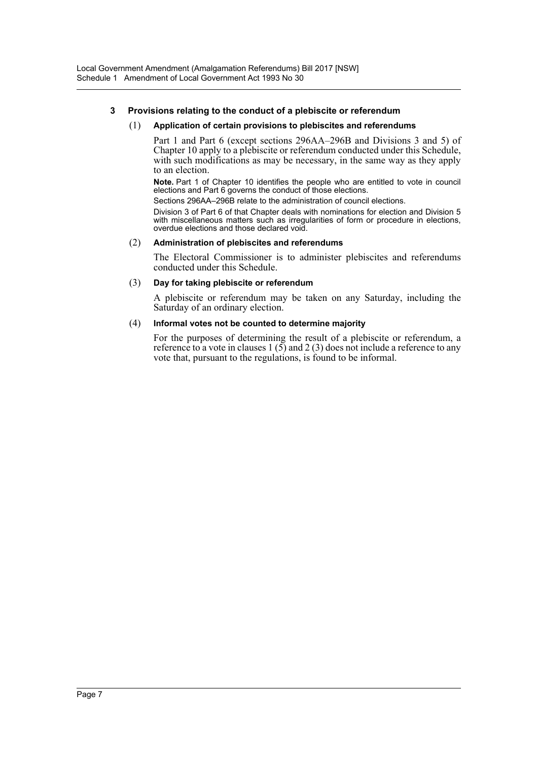### 3 Provisions relating to the conduct of a plebiscite or referendum

(1) **Application of certain provisions to plebiscites and referendums**

Part 1 and Part 6 (except sections 296AA–296B and Divisions 3 and 5) of Chapter 10 apply to a plebiscite or referendum conducted under this Schedule, with such modifications as may be necessary, in the same way as they apply to an election.

**Note.** Part 1 of Chapter 10 identifies the people who are entitled to vote in council elections and Part 6 governs the conduct of those elections.

Sections 296AA–296B relate to the administration of council elections.

Division 3 of Part 6 of that Chapter deals with nominations for election and Division 5 with miscellaneous matters such as irregularities of form or procedure in elections, overdue elections and those declared void.

(2) **Administration of plebiscites and referendums**

The Electoral Commissioner is to administer plebiscites and referendums conducted under this Schedule.

(3) **Day for taking plebiscite or referendum**

A plebiscite or referendum may be taken on any Saturday, including the Saturday of an ordinary election.

(4) **Informal votes not be counted to determine majority**

For the purposes of determining the result of a plebiscite or referendum, a reference to a vote in clauses 1 (5) and 2 (3) does not include a reference to any vote that, pursuant to the regulations, is found to be informal.